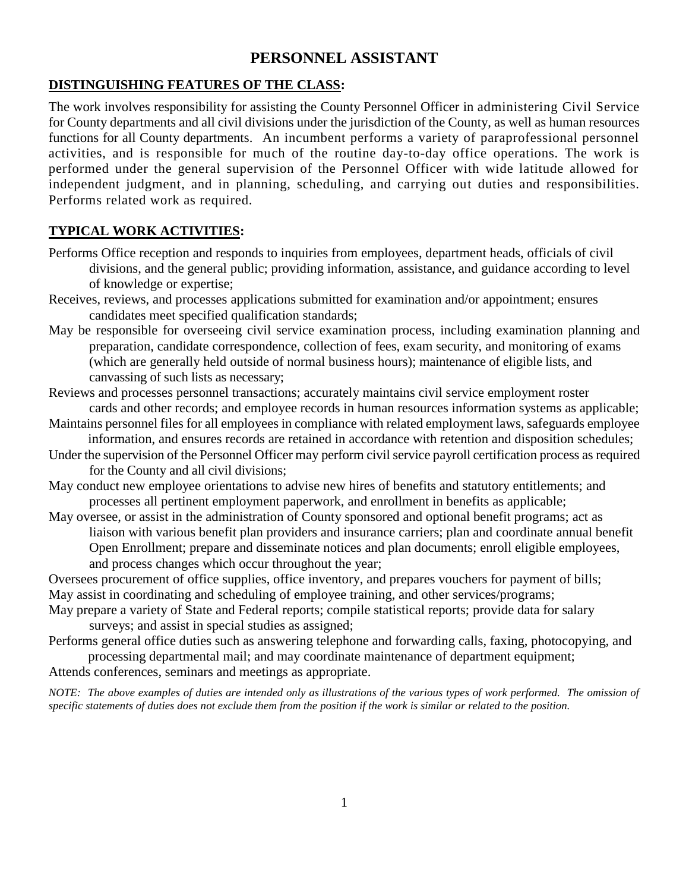# PERSONNEL ASSISTANT

**DISTINGUISHING FEATURES OF THE CLASS:**

The work involves responsibility for assisting the County Personnel Officer in administering Civil Service for County departments and all civil divisions under the jurisdiction of the County, as well as human resources functions for all County departments. An incumbent performs a variety of paraprofessional personnel activities, and is responsible for much of the routine day-to-day office operations. The work is performed under the general supervision of the Personnel Officer with wide latitude allowed for independent judgment, and in planning, scheduling, and carrying out duties and responsibilities. Performs related work as required.

**TYPICAL WORK ACTIVITIES:**

Performs Office reception and responds to inquiries from employees, department heads, officials of civil divisions, and the general public; providing information, assistance, and guidance according to level of knowledge or expertise;

Receives, reviews, and processes applications submitted for examination and/or appointment; ensures candidates meet specified qualification standards;

May be responsible for overseeing civil service examination process, including examination planning and preparation, candidate correspondence, collection of fees, exam security, and monitoring of exams (which are generally held outside of normal business hours); maintenance of eligible lists, and canvassing of such lists as necessary;

Reviews and processes personnel transactions; accurately maintains civil service employment roster cards and other records; and employee records in human resources information systems as applicable;

Maintains personnel files for all employees in compliance with related employment laws, safeguards employee information, and ensures records are retained in accordance with retention and disposition schedules;

Under the supervision of the Personnel Officer may perform civil service payroll certification process as required for the County and all civil divisions;

May conduct new employee orientations to advise new hires of benefits and statutory entitlements; and processes all pertinent employment paperwork, and enrollment in benefits as applicable;

May oversee, or assist in the administration of County sponsored and optional benefit programs; act as liaison with various benefit plan providers and insurance carriers; plan and coordinate annual benefit Open Enrollment; prepare and disseminate notices and plan documents; enroll eligible employees, and process changes which occur throughout the year;

Oversees procurement of office supplies, office inventory, and prepares vouchers for payment of bills;

May assist in coordinating and scheduling of employee training, and other services/programs;

May prepare a variety of State and Federal reports; compile statistical reports; provide data for salary surveys; and assist in special studies as assigned;

Performs general office duties such as answering telephone and forwarding calls, faxing, photocopying, and processing departmental mail; and may coordinate maintenance of department equipment;

Attends conferences, seminars and meetings as appropriate.

*NOTE: The above examples of duties are intended only as illustrations of the various types of work performed. The omission of specific statements of duties does not exclude them from the position if the work is similar or related to the position.*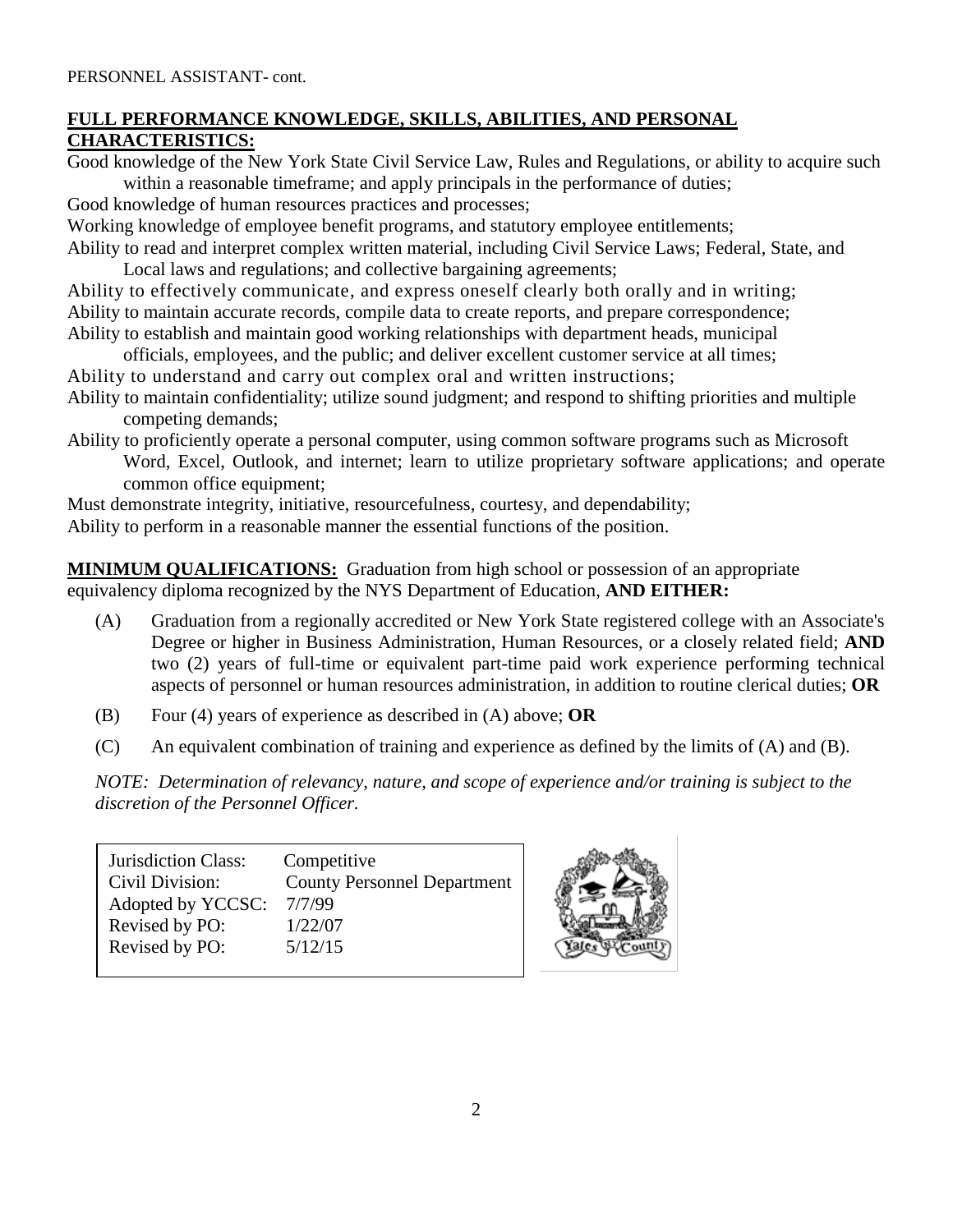PERSONNEL ASSISTANT- cont.

**FULL PERFORMANCE KNOWLEDGE, SKILLS, ABILITIES, AND PERSONAL CHARACTERISTICS:**

Good knowledge of the New York State Civil Service Law, Rules and Regulations, or ability to acquire such within a reasonable timeframe; and apply principals in the performance of duties;
Good knowledge of human resources practices and processes;
Working knowledge of employee benefit programs, and statutory employee entitlements;
Ability to read and interpret complex written material, including Civil Service Laws; Federal, State, and Local laws and regulations; and collective bargaining agreements;
Ability to effectively communicate, and express oneself clearly both orally and in writing;
Ability to maintain accurate records, compile data to create reports, and prepare correspondence;
Ability to establish and maintain good working relationships with department heads, municipal officials, employees, and the public; and deliver excellent customer service at all times;
Ability to understand and carry out complex oral and written instructions;
Ability to maintain confidentiality; utilize sound judgment; and respond to shifting priorities and multiple competing demands;
Ability to proficiently operate a personal computer, using common software programs such as Microsoft Word, Excel, Outlook, and internet; learn to utilize proprietary software applications; and operate common office equipment;
Must demonstrate integrity, initiative, resourcefulness, courtesy, and dependability;
Ability to perform in a reasonable manner the essential functions of the position.

**MINIMUM QUALIFICATIONS:** Graduation from high school or possession of an appropriate equivalency diploma recognized by the NYS Department of Education, **AND EITHER:**

(A) Graduation from a regionally accredited or New York State registered college with an Associate's Degree or higher in Business Administration, Human Resources, or a closely related field; **AND** two (2) years of full-time or equivalent part-time paid work experience performing technical aspects of personnel or human resources administration, in addition to routine clerical duties; **OR**

(B) Four (4) years of experience as described in (A) above; **OR**

(C) An equivalent combination of training and experience as defined by the limits of (A) and (B).

*NOTE: Determination of relevancy, nature, and scope of experience and/or training is subject to the discretion of the Personnel Officer.*

| | |
|---|---|
| Jurisdiction Class: | Competitive |
| Civil Division: | County Personnel Department |
| Adopted by YCCSC: | 7/7/99 |
| Revised by PO: | 1/22/07 |
| Revised by PO: | 5/12/15 |